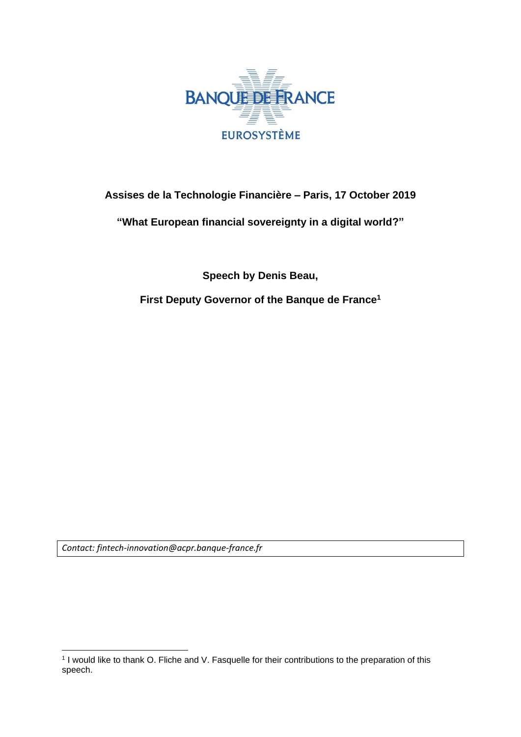**Assises de la Technologie Financière – Paris, 17 October 2019**

**"What European financial sovereignty in a digital world?"**

**Speech by Denis Beau,**

**First Deputy Governor of the Banque de France[1]**

*Contact: fintech-innovation@acpr.banque-france.fr*

[1] I would like to thank O. Fliche and V. Fasquelle for their contributions to the preparation of this speech.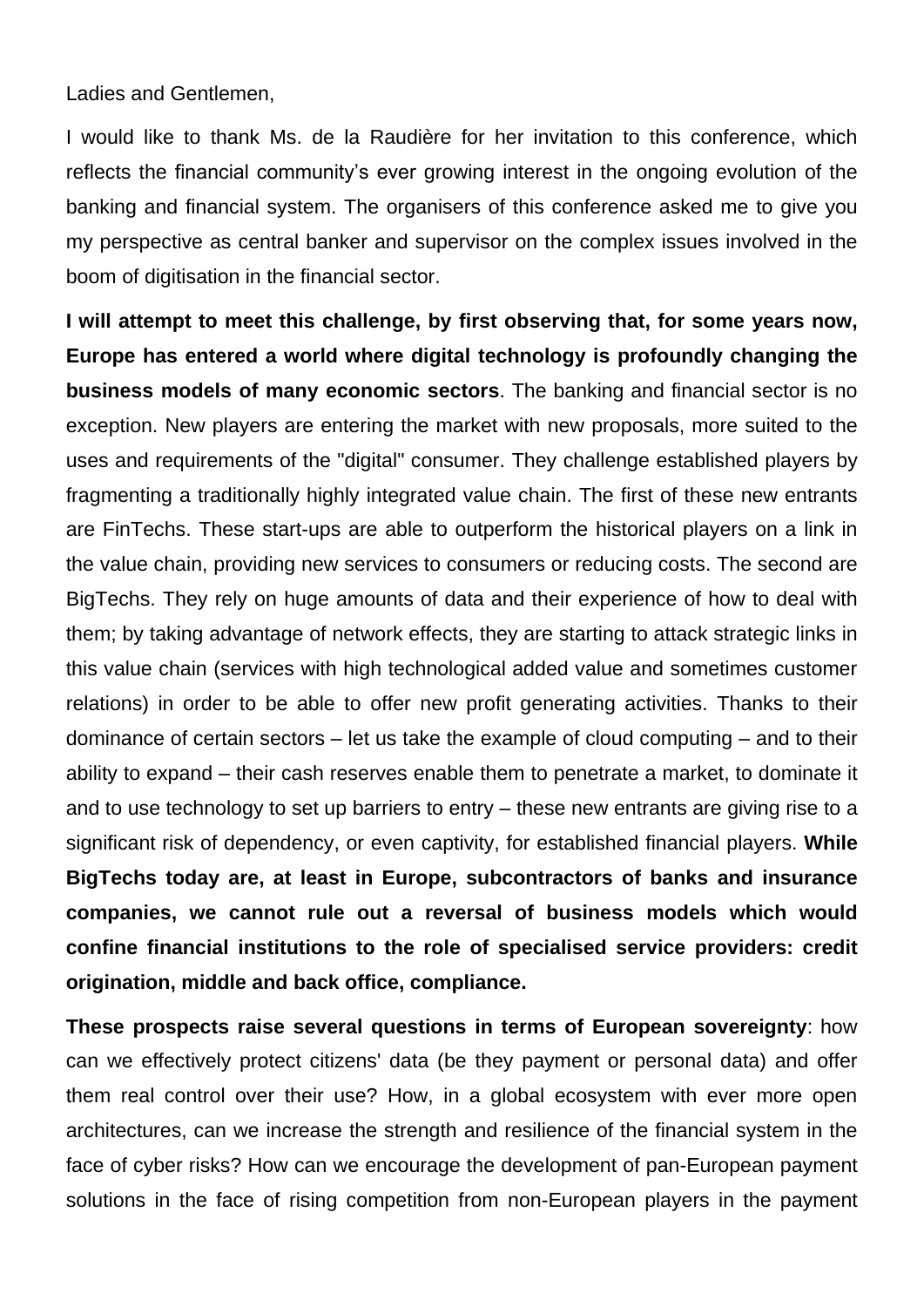Ladies and Gentlemen,

I would like to thank Ms. de la Raudière for her invitation to this conference, which reflects the financial community's ever growing interest in the ongoing evolution of the banking and financial system. The organisers of this conference asked me to give you my perspective as central banker and supervisor on the complex issues involved in the boom of digitisation in the financial sector.

**I will attempt to meet this challenge, by first observing that, for some years now, Europe has entered a world where digital technology is profoundly changing the business models of many economic sectors**. The banking and financial sector is no exception. New players are entering the market with new proposals, more suited to the uses and requirements of the "digital" consumer. They challenge established players by fragmenting a traditionally highly integrated value chain. The first of these new entrants are FinTechs. These start-ups are able to outperform the historical players on a link in the value chain, providing new services to consumers or reducing costs. The second are BigTechs. They rely on huge amounts of data and their experience of how to deal with them; by taking advantage of network effects, they are starting to attack strategic links in this value chain (services with high technological added value and sometimes customer relations) in order to be able to offer new profit generating activities. Thanks to their dominance of certain sectors – let us take the example of cloud computing – and to their ability to expand – their cash reserves enable them to penetrate a market, to dominate it and to use technology to set up barriers to entry – these new entrants are giving rise to a significant risk of dependency, or even captivity, for established financial players. **While BigTechs today are, at least in Europe, subcontractors of banks and insurance companies, we cannot rule out a reversal of business models which would confine financial institutions to the role of specialised service providers: credit origination, middle and back office, compliance.**

**These prospects raise several questions in terms of European sovereignty**: how can we effectively protect citizens' data (be they payment or personal data) and offer them real control over their use? How, in a global ecosystem with ever more open architectures, can we increase the strength and resilience of the financial system in the face of cyber risks? How can we encourage the development of pan-European payment solutions in the face of rising competition from non-European players in the payment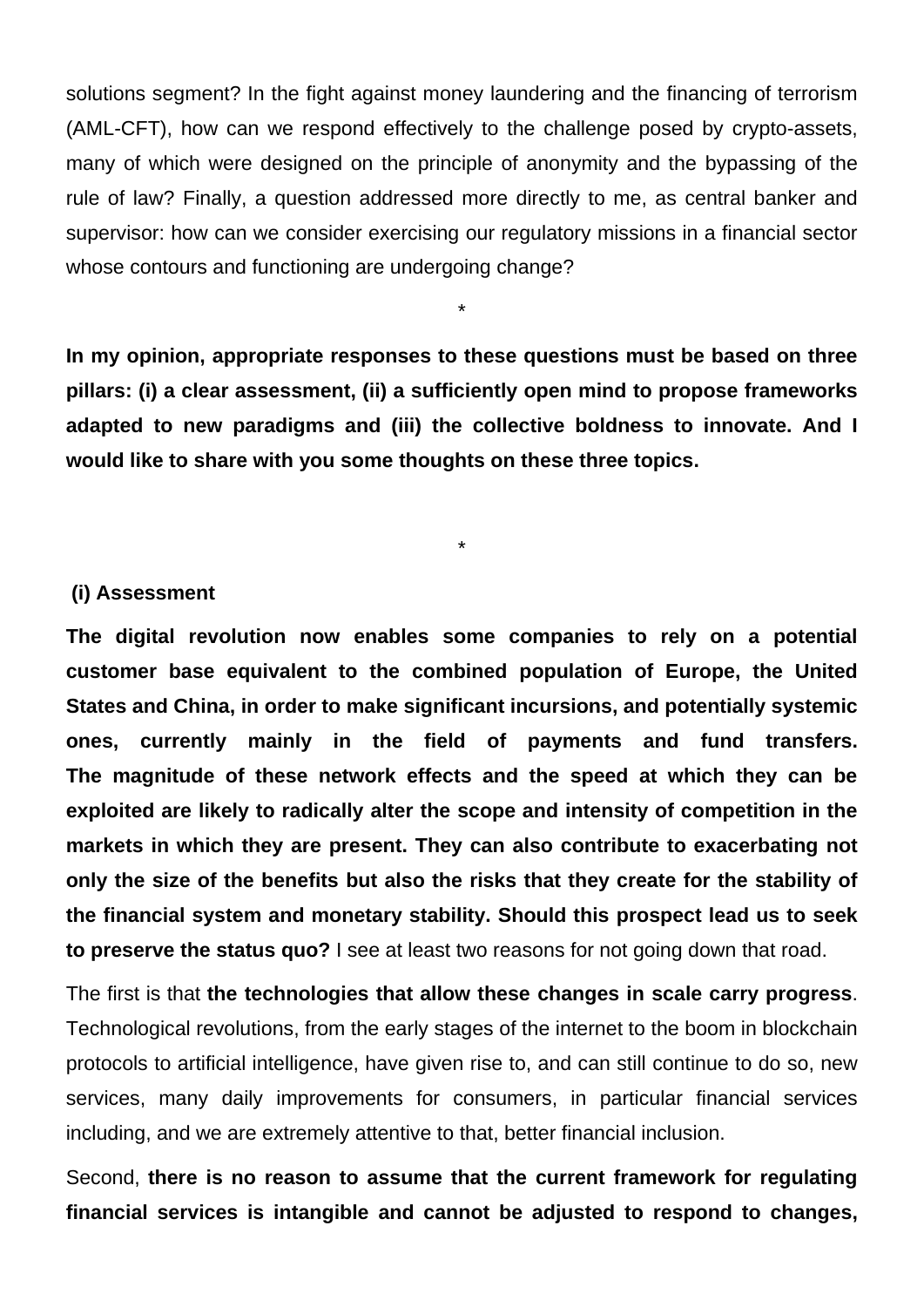solutions segment? In the fight against money laundering and the financing of terrorism (AML-CFT), how can we respond effectively to the challenge posed by crypto-assets, many of which were designed on the principle of anonymity and the bypassing of the rule of law? Finally, a question addressed more directly to me, as central banker and supervisor: how can we consider exercising our regulatory missions in a financial sector whose contours and functioning are undergoing change?

*

**In my opinion, appropriate responses to these questions must be based on three pillars: (i) a clear assessment, (ii) a sufficiently open mind to propose frameworks adapted to new paradigms and (iii) the collective boldness to innovate. And I would like to share with you some thoughts on these three topics.**

*

**(i) Assessment**

**The digital revolution now enables some companies to rely on a potential customer base equivalent to the combined population of Europe, the United States and China, in order to make significant incursions, and potentially systemic ones, currently mainly in the field of payments and fund transfers. The magnitude of these network effects and the speed at which they can be exploited are likely to radically alter the scope and intensity of competition in the markets in which they are present. They can also contribute to exacerbating not only the size of the benefits but also the risks that they create for the stability of the financial system and monetary stability. Should this prospect lead us to seek to preserve the status quo?** I see at least two reasons for not going down that road.

The first is that **the technologies that allow these changes in scale carry progress**. Technological revolutions, from the early stages of the internet to the boom in blockchain protocols to artificial intelligence, have given rise to, and can still continue to do so, new services, many daily improvements for consumers, in particular financial services including, and we are extremely attentive to that, better financial inclusion.

Second, **there is no reason to assume that the current framework for regulating financial services is intangible and cannot be adjusted to respond to changes,**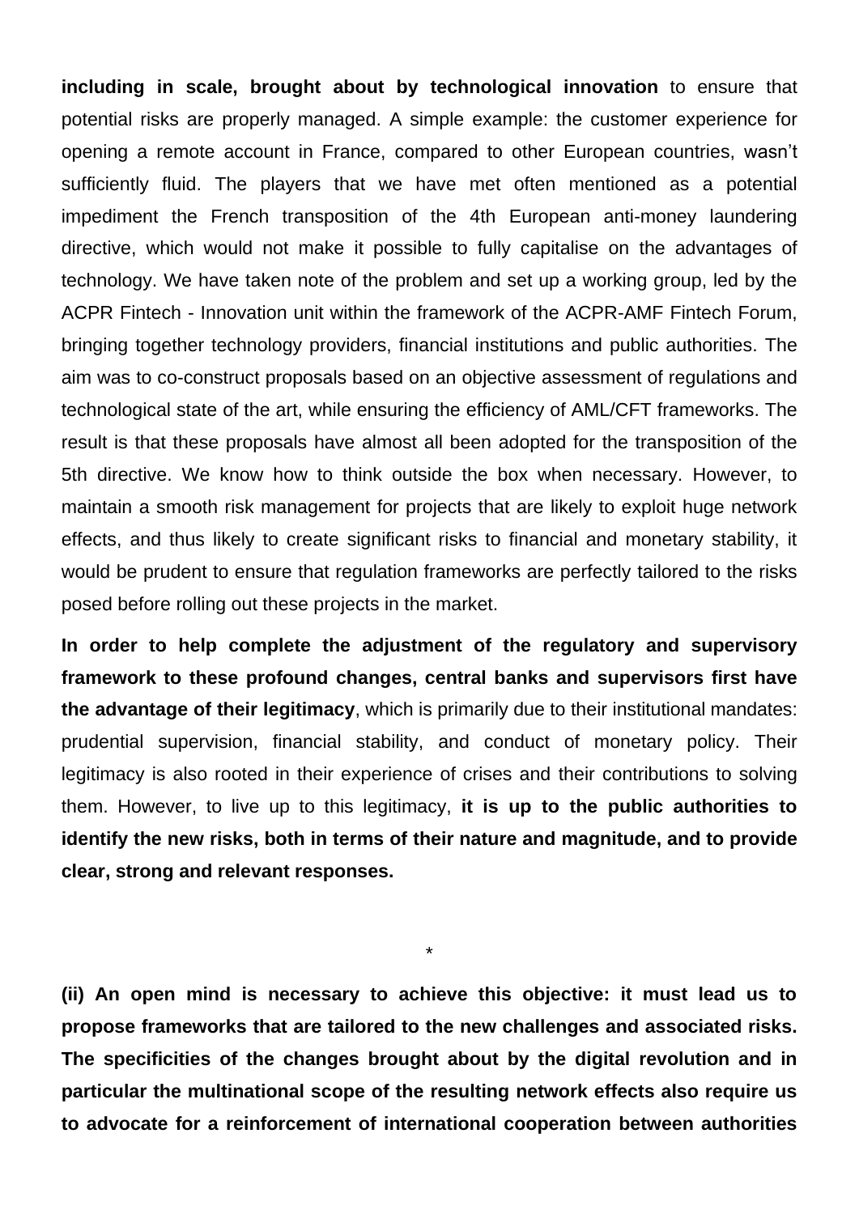**including in scale, brought about by technological innovation** to ensure that potential risks are properly managed. A simple example: the customer experience for opening a remote account in France, compared to other European countries, wasn't sufficiently fluid. The players that we have met often mentioned as a potential impediment the French transposition of the 4th European anti-money laundering directive, which would not make it possible to fully capitalise on the advantages of technology. We have taken note of the problem and set up a working group, led by the ACPR Fintech - Innovation unit within the framework of the ACPR-AMF Fintech Forum, bringing together technology providers, financial institutions and public authorities. The aim was to co-construct proposals based on an objective assessment of regulations and technological state of the art, while ensuring the efficiency of AML/CFT frameworks. The result is that these proposals have almost all been adopted for the transposition of the 5th directive. We know how to think outside the box when necessary. However, to maintain a smooth risk management for projects that are likely to exploit huge network effects, and thus likely to create significant risks to financial and monetary stability, it would be prudent to ensure that regulation frameworks are perfectly tailored to the risks posed before rolling out these projects in the market.

**In order to help complete the adjustment of the regulatory and supervisory framework to these profound changes, central banks and supervisors first have the advantage of their legitimacy**, which is primarily due to their institutional mandates: prudential supervision, financial stability, and conduct of monetary policy. Their legitimacy is also rooted in their experience of crises and their contributions to solving them. However, to live up to this legitimacy, **it is up to the public authorities to identify the new risks, both in terms of their nature and magnitude, and to provide clear, strong and relevant responses.**

*

**(ii) An open mind is necessary to achieve this objective: it must lead us to propose frameworks that are tailored to the new challenges and associated risks. The specificities of the changes brought about by the digital revolution and in particular the multinational scope of the resulting network effects also require us to advocate for a reinforcement of international cooperation between authorities**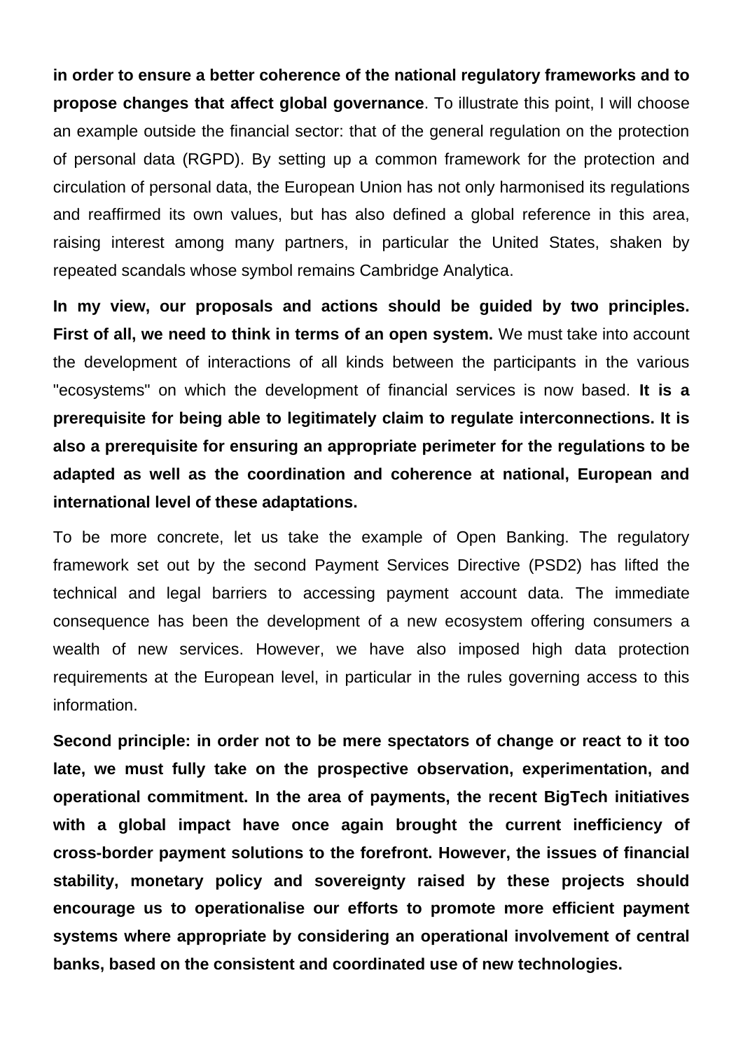**in order to ensure a better coherence of the national regulatory frameworks and to propose changes that affect global governance**. To illustrate this point, I will choose an example outside the financial sector: that of the general regulation on the protection of personal data (RGPD). By setting up a common framework for the protection and circulation of personal data, the European Union has not only harmonised its regulations and reaffirmed its own values, but has also defined a global reference in this area, raising interest among many partners, in particular the United States, shaken by repeated scandals whose symbol remains Cambridge Analytica.

**In my view, our proposals and actions should be guided by two principles. First of all, we need to think in terms of an open system.** We must take into account the development of interactions of all kinds between the participants in the various "ecosystems" on which the development of financial services is now based. **It is a prerequisite for being able to legitimately claim to regulate interconnections. It is also a prerequisite for ensuring an appropriate perimeter for the regulations to be adapted as well as the coordination and coherence at national, European and international level of these adaptations.**

To be more concrete, let us take the example of Open Banking. The regulatory framework set out by the second Payment Services Directive (PSD2) has lifted the technical and legal barriers to accessing payment account data. The immediate consequence has been the development of a new ecosystem offering consumers a wealth of new services. However, we have also imposed high data protection requirements at the European level, in particular in the rules governing access to this information.

**Second principle: in order not to be mere spectators of change or react to it too late, we must fully take on the prospective observation, experimentation, and operational commitment. In the area of payments, the recent BigTech initiatives with a global impact have once again brought the current inefficiency of cross-border payment solutions to the forefront. However, the issues of financial stability, monetary policy and sovereignty raised by these projects should encourage us to operationalise our efforts to promote more efficient payment systems where appropriate by considering an operational involvement of central banks, based on the consistent and coordinated use of new technologies.**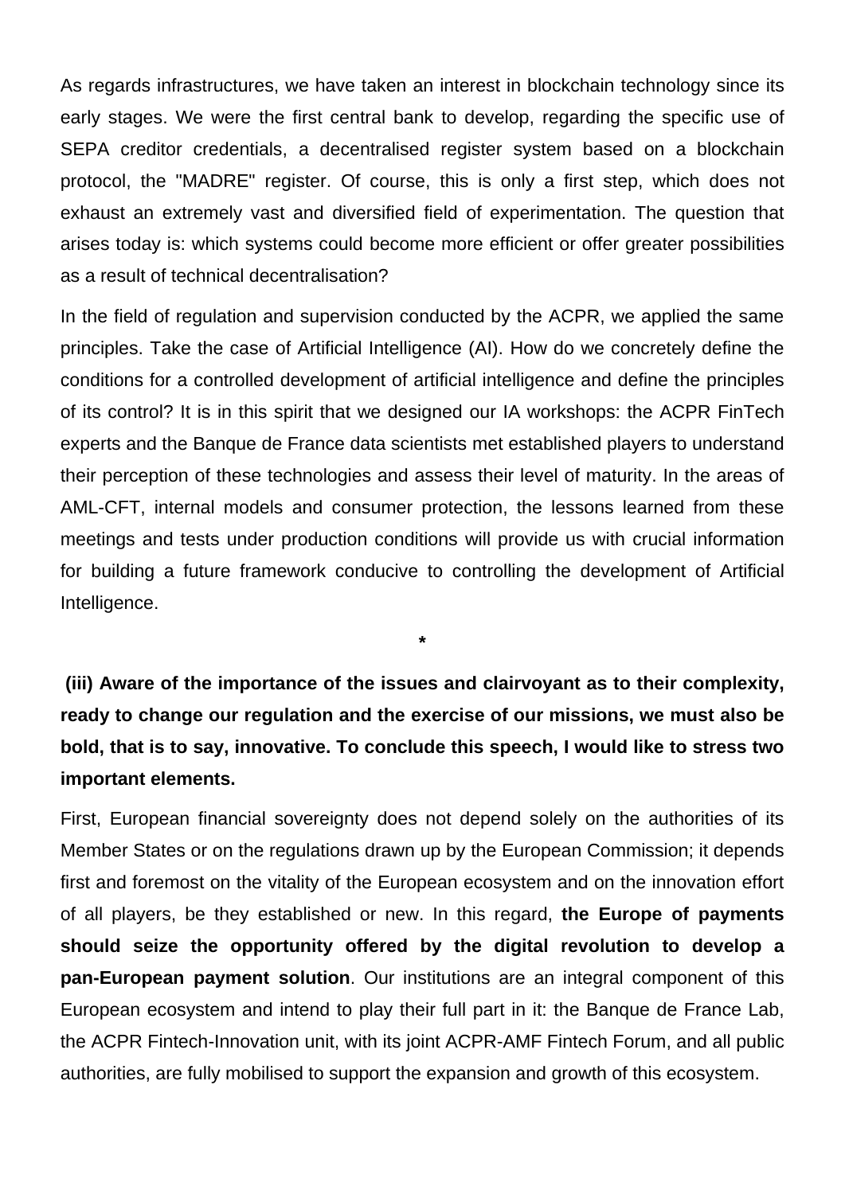As regards infrastructures, we have taken an interest in blockchain technology since its early stages. We were the first central bank to develop, regarding the specific use of SEPA creditor credentials, a decentralised register system based on a blockchain protocol, the "MADRE" register. Of course, this is only a first step, which does not exhaust an extremely vast and diversified field of experimentation. The question that arises today is: which systems could become more efficient or offer greater possibilities as a result of technical decentralisation?

In the field of regulation and supervision conducted by the ACPR, we applied the same principles. Take the case of Artificial Intelligence (AI). How do we concretely define the conditions for a controlled development of artificial intelligence and define the principles of its control? It is in this spirit that we designed our IA workshops: the ACPR FinTech experts and the Banque de France data scientists met established players to understand their perception of these technologies and assess their level of maturity. In the areas of AML-CFT, internal models and consumer protection, the lessons learned from these meetings and tests under production conditions will provide us with crucial information for building a future framework conducive to controlling the development of Artificial Intelligence.

*

**(iii) Aware of the importance of the issues and clairvoyant as to their complexity, ready to change our regulation and the exercise of our missions, we must also be bold, that is to say, innovative. To conclude this speech, I would like to stress two important elements.**

First, European financial sovereignty does not depend solely on the authorities of its Member States or on the regulations drawn up by the European Commission; it depends first and foremost on the vitality of the European ecosystem and on the innovation effort of all players, be they established or new. In this regard, **the Europe of payments should seize the opportunity offered by the digital revolution to develop a pan-European payment solution**. Our institutions are an integral component of this European ecosystem and intend to play their full part in it: the Banque de France Lab, the ACPR Fintech-Innovation unit, with its joint ACPR-AMF Fintech Forum, and all public authorities, are fully mobilised to support the expansion and growth of this ecosystem.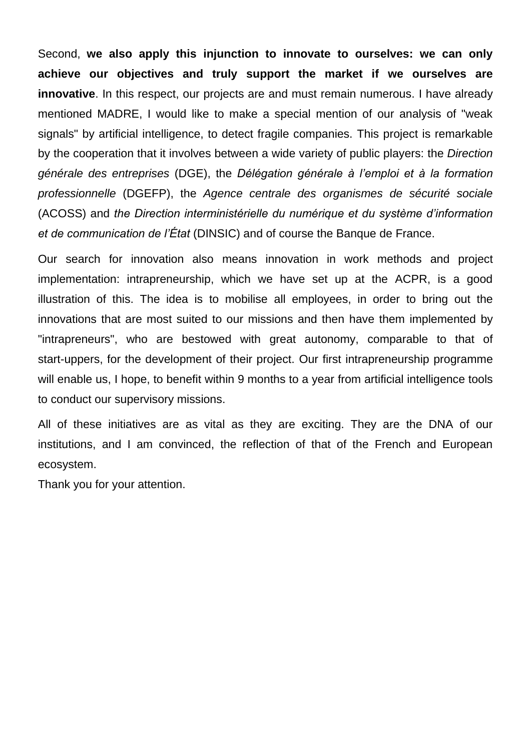Second, **we also apply this injunction to innovate to ourselves: we can only achieve our objectives and truly support the market if we ourselves are innovative**. In this respect, our projects are and must remain numerous. I have already mentioned MADRE, I would like to make a special mention of our analysis of "weak signals" by artificial intelligence, to detect fragile companies. This project is remarkable by the cooperation that it involves between a wide variety of public players: the *Direction générale des entreprises* (DGE), the *Délégation générale à l'emploi et à la formation professionnelle* (DGEFP), the *Agence centrale des organismes de sécurité sociale* (ACOSS) and *the Direction interministérielle du numérique et du système d'information et de communication de l'État* (DINSIC) and of course the Banque de France.

Our search for innovation also means innovation in work methods and project implementation: intrapreneurship, which we have set up at the ACPR, is a good illustration of this. The idea is to mobilise all employees, in order to bring out the innovations that are most suited to our missions and then have them implemented by "intrapreneurs", who are bestowed with great autonomy, comparable to that of start-uppers, for the development of their project. Our first intrapreneurship programme will enable us, I hope, to benefit within 9 months to a year from artificial intelligence tools to conduct our supervisory missions.

All of these initiatives are as vital as they are exciting. They are the DNA of our institutions, and I am convinced, the reflection of that of the French and European ecosystem.

Thank you for your attention.